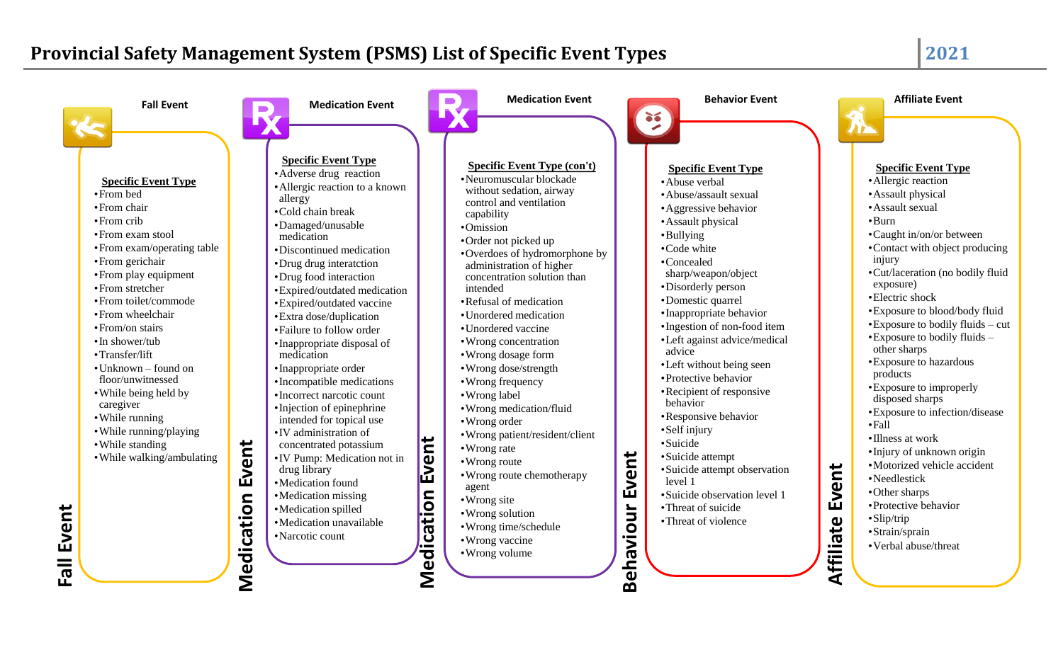# Provincial Safety Management System (PSMS) List of Specific Event Types

2021

## Fall Event

**Specific Event Type**

- From bed
- From chair
- From crib
- From exam stool
- From exam/operating table
- From gerichair
- From play equipment
- From stretcher
- From toilet/commode
- From wheelchair
- From/on stairs
- In shower/tub
- Transfer/lift
- Unknown – found on floor/unwitnessed
- While being held by caregiver
- While running
- While running/playing
- While standing
- While walking/ambulating

## Medication Event

**Specific Event Type**

- Adverse drug reaction
- Allergic reaction to a known allergy
- Cold chain break
- Damaged/unusable medication
- Discontinued medication
- Drug drug interaction
- Drug food interaction
- Expired/outdated medication
- Expired/outdated vaccine
- Extra dose/duplication
- Failure to follow order
- Inappropriate disposal of medication
- Inappropriate order
- Incompatible medications
- Incorrect narcotic count
- Injection of epinephrine intended for topical use
- IV administration of concentrated potassium
- IV Pump: Medication not in drug library
- Medication found
- Medication missing
- Medication spilled
- Medication unavailable
- Narcotic count

## Medication Event

**Specific Event Type (con't)**

- Neuromuscular blockade without sedation, airway control and ventilation capability
- Omission
- Order not picked up
- Overdoes of hydromorphone by administration of higher concentration solution than intended
- Refusal of medication
- Unordered medication
- Unordered vaccine
- Wrong concentration
- Wrong dosage form
- Wrong dose/strength
- Wrong frequency
- Wrong label
- Wrong medication/fluid
- Wrong order
- Wrong patient/resident/client
- Wrong rate
- Wrong route
- Wrong route chemotherapy agent
- Wrong site
- Wrong solution
- Wrong time/schedule
- Wrong vaccine
- Wrong volume

## Behavior Event

**Specific Event Type**

- Abuse verbal
- Abuse/assault sexual
- Aggressive behavior
- Assault physical
- Bullying
- Code white
- Concealed sharp/weapon/object
- Disorderly person
- Domestic quarrel
- Inappropriate behavior
- Ingestion of non-food item
- Left against advice/medical advice
- Left without being seen
- Protective behavior
- Recipient of responsive behavior
- Responsive behavior
- Self injury
- Suicide
- Suicide attempt
- Suicide attempt observation level 1
- Suicide observation level 1
- Threat of suicide
- Threat of violence

## Affiliate Event

**Specific Event Type**

- Allergic reaction
- Assault physical
- Assault sexual
- Burn
- Caught in/on/or between
- Contact with object producing injury
- Cut/laceration (no bodily fluid exposure)
- Electric shock
- Exposure to blood/body fluid
- Exposure to bodily fluids – cut
- Exposure to bodily fluids – other sharps
- Exposure to hazardous products
- Exposure to improperly disposed sharps
- Exposure to infection/disease
- Fall
- Illness at work
- Injury of unknown origin
- Motorized vehicle accident
- Needlestick
- Other sharps
- Protective behavior
- Slip/trip
- Strain/sprain
- Verbal abuse/threat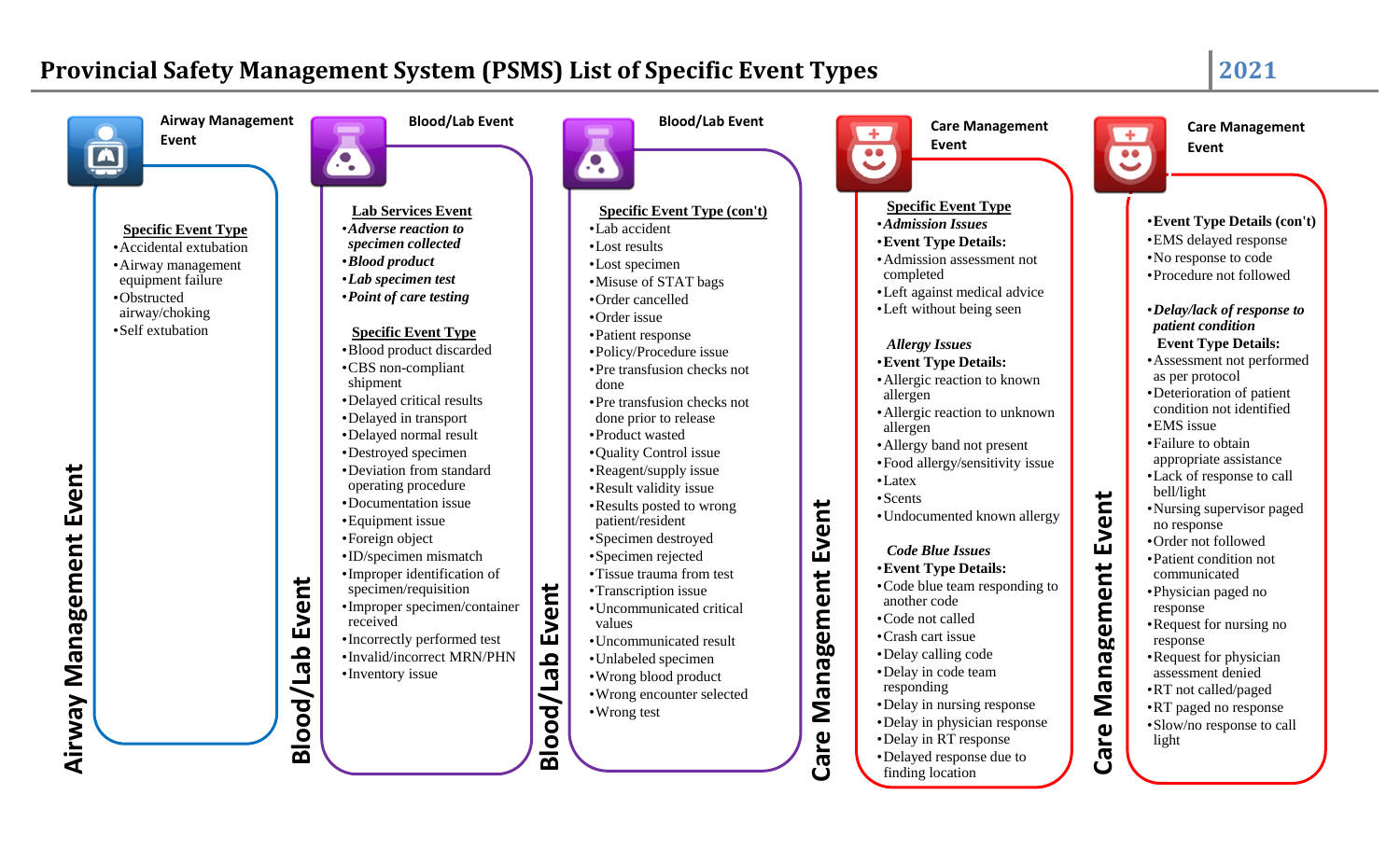# Provincial Safety Management System (PSMS) List of Specific Event Types

**2021**

## Airway Management Event

**Specific Event Type**

- Accidental extubation
- Airway management equipment failure
- Obstructed airway/choking
- Self extubation

## Blood/Lab Event

**Lab Services Event**

- ***Adverse reaction to specimen collected***
- ***Blood product***
- ***Lab specimen test***
- ***Point of care testing***

**Specific Event Type**

- Blood product discarded
- CBS non-compliant shipment
- Delayed critical results
- Delayed in transport
- Delayed normal result
- Destroyed specimen
- Deviation from standard operating procedure
- Documentation issue
- Equipment issue
- Foreign object
- ID/specimen mismatch
- Improper identification of specimen/requisition
- Improper specimen/container received
- Incorrectly performed test
- Invalid/incorrect MRN/PHN
- Inventory issue

## Blood/Lab Event

**Specific Event Type (con't)**

- Lab accident
- Lost results
- Lost specimen
- Misuse of STAT bags
- Order cancelled
- Order issue
- Patient response
- Policy/Procedure issue
- Pre transfusion checks not done
- Pre transfusion checks not done prior to release
- Product wasted
- Quality Control issue
- Reagent/supply issue
- Result validity issue
- Results posted to wrong patient/resident
- Specimen destroyed
- Specimen rejected
- Tissue trauma from test
- Transcription issue
- Uncommunicated critical values
- Uncommunicated result
- Unlabeled specimen
- Wrong blood product
- Wrong encounter selected
- Wrong test

## Care Management Event

**Specific Event Type**

- ***Admission Issues***
- **Event Type Details:**
- Admission assessment not completed
- Left against medical advice
- Left without being seen

***Allergy Issues***

- **Event Type Details:**
- Allergic reaction to known allergen
- Allergic reaction to unknown allergen
- Allergy band not present
- Food allergy/sensitivity issue
- Latex
- Scents
- Undocumented known allergy

***Code Blue Issues***

- **Event Type Details:**
- Code blue team responding to another code
- Code not called
- Crash cart issue
- Delay calling code
- Delay in code team responding
- Delay in nursing response
- Delay in physician response
- Delay in RT response
- Delayed response due to finding location

## Care Management Event

- **Event Type Details (con't)**
- EMS delayed response
- No response to code
- Procedure not followed

- ***Delay/lack of response to patient condition***

**Event Type Details:**

- Assessment not performed as per protocol
- Deterioration of patient condition not identified
- EMS issue
- Failure to obtain appropriate assistance
- Lack of response to call bell/light
- Nursing supervisor paged no response
- Order not followed
- Patient condition not communicated
- Physician paged no response
- Request for nursing no response
- Request for physician assessment denied
- RT not called/paged
- RT paged no response
- Slow/no response to call light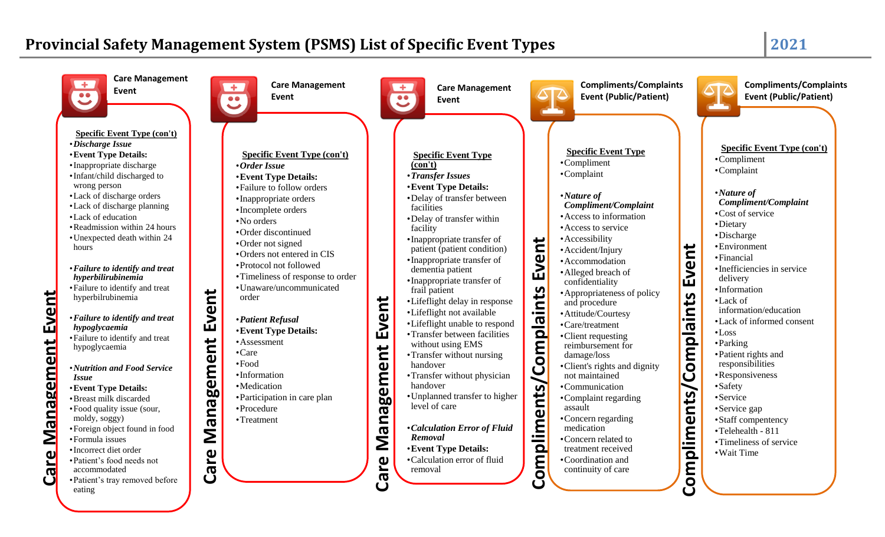# Provincial Safety Management System (PSMS) List of Specific Event Types

2021

## Care Management Event

**Specific Event Type (con't)**

- ***Discharge Issue***
- **Event Type Details:**
- Inappropriate discharge
- Infant/child discharged to wrong person
- Lack of discharge orders
- Lack of discharge planning
- Lack of education
- Readmission within 24 hours
- Unexpected death within 24 hours

- ***Failure to identify and treat hyperbilirubinemia***
- Failure to identify and treat hyperbilrubinemia

- ***Failure to identify and treat hypoglycaemia***
- Failure to identify and treat hypoglycaemia

- ***Nutrition and Food Service Issue***
- **Event Type Details:**
- Breast milk discarded
- Food quality issue (sour, moldy, soggy)
- Foreign object found in food
- Formula issues
- Incorrect diet order
- Patient's food needs not accommodated
- Patient's tray removed before eating

## Care Management Event

**Specific Event Type (con't)**

- ***Order Issue***
- **Event Type Details:**
- Failure to follow orders
- Inappropriate orders
- Incomplete orders
- No orders
- Order discontinued
- Order not signed
- Orders not entered in CIS
- Protocol not followed
- Timeliness of response to order
- Unaware/uncommunicated order

- ***Patient Refusal***
- **Event Type Details:**
- Assessment
- Care
- Food
- Information
- Medication
- Participation in care plan
- Procedure
- Treatment

## Care Management Event

**Specific Event Type (con't)**

- ***Transfer Issues***
- **Event Type Details:**
- Delay of transfer between facilities
- Delay of transfer within facility
- Inappropriate transfer of patient (patient condition)
- Inappropriate transfer of dementia patient
- Inappropriate transfer of frail patient
- Lifeflight delay in response
- Lifeflight not available
- Lifeflight unable to respond
- Transfer between facilities without using EMS
- Transfer without nursing handover
- Transfer without physician handover
- Unplanned transfer to higher level of care

- ***Calculation Error of Fluid Removal***
- **Event Type Details:**
- Calculation error of fluid removal

## Compliments/Complaints Event (Public/Patient)

**Specific Event Type**

- Compliment
- Complaint

- ***Nature of Compliment/Complaint***
- Access to information
- Access to service
- Accessibility
- Accident/Injury
- Accommodation
- Alleged breach of confidentiality
- Appropriateness of policy and procedure
- Attitude/Courtesy
- Care/treatment
- Client requesting reimbursement for damage/loss
- Client's rights and dignity not maintained
- Communication
- Complaint regarding assault
- Concern regarding medication
- Concern related to treatment received
- Coordination and continuity of care

## Compliments/Complaints Event (Public/Patient)

**Specific Event Type (con't)**

- Compliment
- Complaint

- ***Nature of Compliment/Complaint***
- Cost of service
- Dietary
- Discharge
- Environment
- Financial
- Inefficiencies in service delivery
- Information
- Lack of information/education
- Lack of informed consent
- Loss
- Parking
- Patient rights and responsibilities
- Responsiveness
- Safety
- Service
- Service gap
- Staff competency
- Telehealth - 811
- Timeliness of service
- Wait Time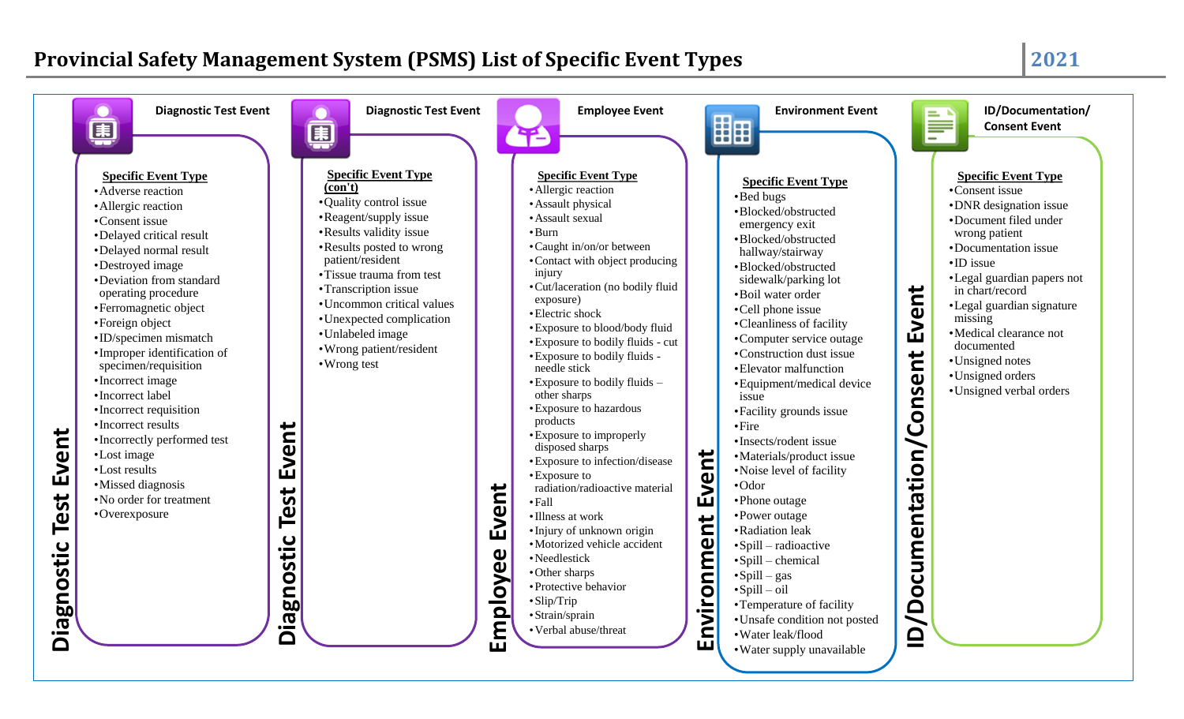# Provincial Safety Management System (PSMS) List of Specific Event Types

2021

## Diagnostic Test Event

**Specific Event Type**

- Adverse reaction
- Allergic reaction
- Consent issue
- Delayed critical result
- Delayed normal result
- Destroyed image
- Deviation from standard operating procedure
- Ferromagnetic object
- Foreign object
- ID/specimen mismatch
- Improper identification of specimen/requisition
- Incorrect image
- Incorrect label
- Incorrect requisition
- Incorrect results
- Incorrectly performed test
- Lost image
- Lost results
- Missed diagnosis
- No order for treatment
- Overexposure

## Diagnostic Test Event

**Specific Event Type (con't)**

- Quality control issue
- Reagent/supply issue
- Results validity issue
- Results posted to wrong patient/resident
- Tissue trauma from test
- Transcription issue
- Uncommon critical values
- Unexpected complication
- Unlabeled image
- Wrong patient/resident
- Wrong test

## Employee Event

**Specific Event Type**

- Allergic reaction
- Assault physical
- Assault sexual
- Burn
- Caught in/on/or between
- Contact with object producing injury
- Cut/laceration (no bodily fluid exposure)
- Electric shock
- Exposure to blood/body fluid
- Exposure to bodily fluids - cut
- Exposure to bodily fluids - needle stick
- Exposure to bodily fluids – other sharps
- Exposure to hazardous products
- Exposure to improperly disposed sharps
- Exposure to infection/disease
- Exposure to radiation/radioactive material
- Fall
- Illness at work
- Injury of unknown origin
- Motorized vehicle accident
- Needlestick
- Other sharps
- Protective behavior
- Slip/Trip
- Strain/sprain
- Verbal abuse/threat

## Environment Event

**Specific Event Type**

- Bed bugs
- Blocked/obstructed emergency exit
- Blocked/obstructed hallway/stairway
- Blocked/obstructed sidewalk/parking lot
- Boil water order
- Cell phone issue
- Cleanliness of facility
- Computer service outage
- Construction dust issue
- Elevator malfunction
- Equipment/medical device issue
- Facility grounds issue
- Fire
- Insects/rodent issue
- Materials/product issue
- Noise level of facility
- Odor
- Phone outage
- Power outage
- Radiation leak
- Spill – radioactive
- Spill – chemical
- Spill – gas
- Spill – oil
- Temperature of facility
- Unsafe condition not posted
- Water leak/flood
- Water supply unavailable

## ID/Documentation/Consent Event

**Specific Event Type**

- Consent issue
- DNR designation issue
- Document filed under wrong patient
- Documentation issue
- ID issue
- Legal guardian papers not in chart/record
- Legal guardian signature missing
- Medical clearance not documented
- Unsigned notes
- Unsigned orders
- Unsigned verbal orders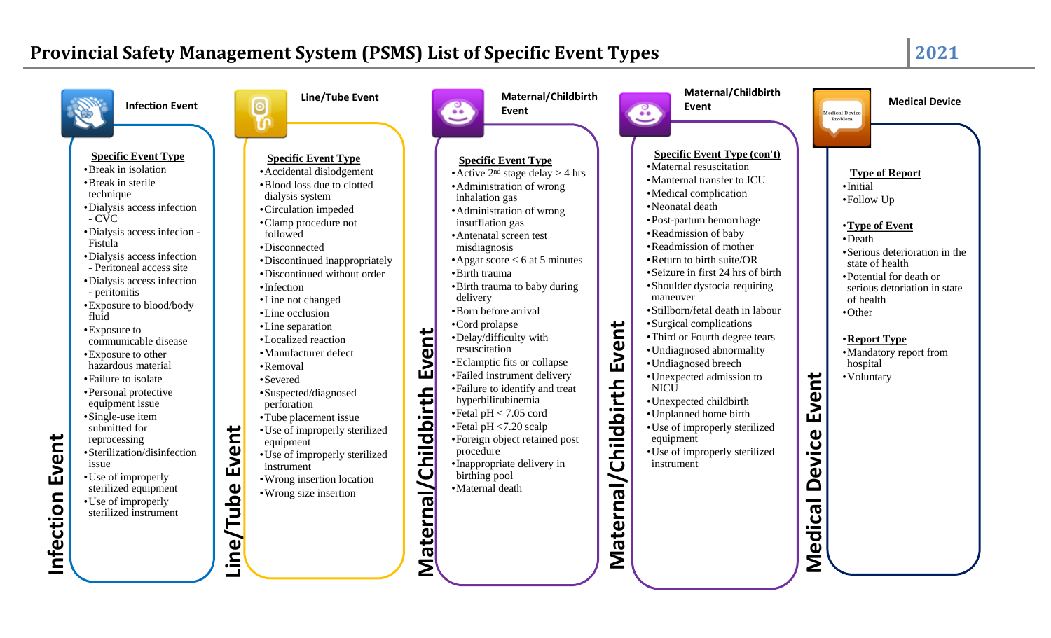# Provincial Safety Management System (PSMS) List of Specific Event Types

2021

## Infection Event

**Specific Event Type**

- Break in isolation
- Break in sterile technique
- Dialysis access infection - CVC
- Dialysis access infecion - Fistula
- Dialysis access infection - Peritoneal access site
- Dialysis access infection - peritonitis
- Exposure to blood/body fluid
- Exposure to communicable disease
- Exposure to other hazardous material
- Failure to isolate
- Personal protective equipment issue
- Single-use item submitted for reprocessing
- Sterilization/disinfection issue
- Use of improperly sterilized equipment
- Use of improperly sterilized instrument

## Line/Tube Event

**Specific Event Type**

- Accidental dislodgement
- Blood loss due to clotted dialysis system
- Circulation impeded
- Clamp procedure not followed
- Disconnected
- Discontinued inappropriately
- Discontinued without order
- Infection
- Line not changed
- Line occlusion
- Line separation
- Localized reaction
- Manufacturer defect
- Removal
- Severed
- Suspected/diagnosed perforation
- Tube placement issue
- Use of improperly sterilized equipment
- Use of improperly sterilized instrument
- Wrong insertion location
- Wrong size insertion

## Maternal/Childbirth Event

**Specific Event Type**

- Active 2nd stage delay > 4 hrs
- Administration of wrong inhalation gas
- Administration of wrong insufflation gas
- Antenatal screen test misdiagnosis
- Apgar score < 6 at 5 minutes
- Birth trauma
- Birth trauma to baby during delivery
- Born before arrival
- Cord prolapse
- Delay/difficulty with resuscitation
- Eclamptic fits or collapse
- Failed instrument delivery
- Failure to identify and treat hyperbilirubinemia
- Fetal pH < 7.05 cord
- Fetal pH <7.20 scalp
- Foreign object retained post procedure
- Inappropriate delivery in birthing pool
- Maternal death

## Maternal/Childbirth Event

**Specific Event Type (con't)**

- Maternal resuscitation
- Manternal transfer to ICU
- Medical complication
- Neonatal death
- Post-partum hemorrhage
- Readmission of baby
- Readmission of mother
- Return to birth suite/OR
- Seizure in first 24 hrs of birth
- Shoulder dystocia requiring maneuver
- Stillborn/fetal death in labour
- Surgical complications
- Third or Fourth degree tears
- Undiagnosed abnormality
- Undiagnosed breech
- Unexpected admission to NICU
- Unexpected childbirth
- Unplanned home birth
- Use of improperly sterilized equipment
- Use of improperly sterilized instrument

## Medical Device Event

Medical Device Problem

**Type of Report**

- Initial
- Follow Up

**Type of Event**

- Death
- Serious deterioration in the state of health
- Potential for death or serious detoriation in state of health
- Other

**Report Type**

- Mandatory report from hospital
- Voluntary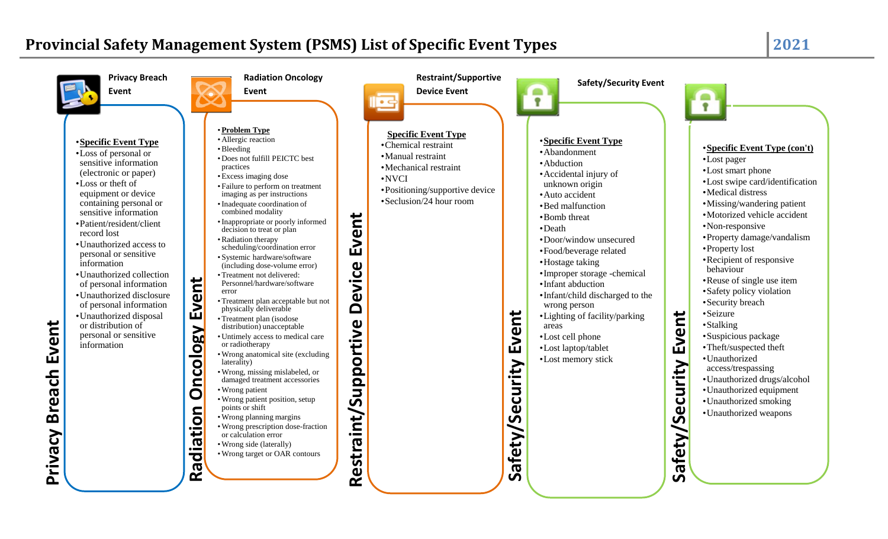# Provincial Safety Management System (PSMS) List of Specific Event Types

**2021**

## Privacy Breach Event

**Specific Event Type**

- Loss of personal or sensitive information (electronic or paper)
- Loss or theft of equipment or device containing personal or sensitive information
- Patient/resident/client record lost
- Unauthorized access to personal or sensitive information
- Unauthorized collection of personal information
- Unauthorized disclosure of personal information
- Unauthorized disposal or distribution of personal or sensitive information

## Radiation Oncology Event

**Problem Type**

- Allergic reaction
- Bleeding
- Does not fulfill PEICTC best practices
- Excess imaging dose
- Failure to perform on treatment imaging as per instructions
- Inadequate coordination of combined modality
- Inappropriate or poorly informed decision to treat or plan
- Radiation therapy scheduling/coordination error
- Systemic hardware/software (including dose-volume error)
- Treatment not delivered: Personnel/hardware/software error
- Treatment plan acceptable but not physically deliverable
- Treatment plan (isodose distribution) unacceptable
- Untimely access to medical care or radiotherapy
- Wrong anatomical site (excluding laterality)
- Wrong, missing mislabeled, or damaged treatment accessories
- Wrong patient
- Wrong patient position, setup points or shift
- Wrong planning margins
- Wrong prescription dose-fraction or calculation error
- Wrong side (laterally)
- Wrong target or OAR contours

## Restraint/Supportive Device Event

**Specific Event Type**

- Chemical restraint
- Manual restraint
- Mechanical restraint
- NVCI
- Positioning/supportive device
- Seclusion/24 hour room

## Safety/Security Event

**Specific Event Type**

- Abandonment
- Abduction
- Accidental injury of unknown origin
- Auto accident
- Bed malfunction
- Bomb threat
- Death
- Door/window unsecured
- Food/beverage related
- Hostage taking
- Improper storage -chemical
- Infant abduction
- Infant/child discharged to the wrong person
- Lighting of facility/parking areas
- Lost cell phone
- Lost laptop/tablet
- Lost memory stick

## Safety/Security Event

**Specific Event Type (con't)**

- Lost pager
- Lost smart phone
- Lost swipe card/identification
- Medical distress
- Missing/wandering patient
- Motorized vehicle accident
- Non-responsive
- Property damage/vandalism
- Property lost
- Recipient of responsive behaviour
- Reuse of single use item
- Safety policy violation
- Security breach
- Seizure
- Stalking
- Suspicious package
- Theft/suspected theft
- Unauthorized access/trespassing
- Unauthorized drugs/alcohol
- Unauthorized equipment
- Unauthorized smoking
- Unauthorized weapons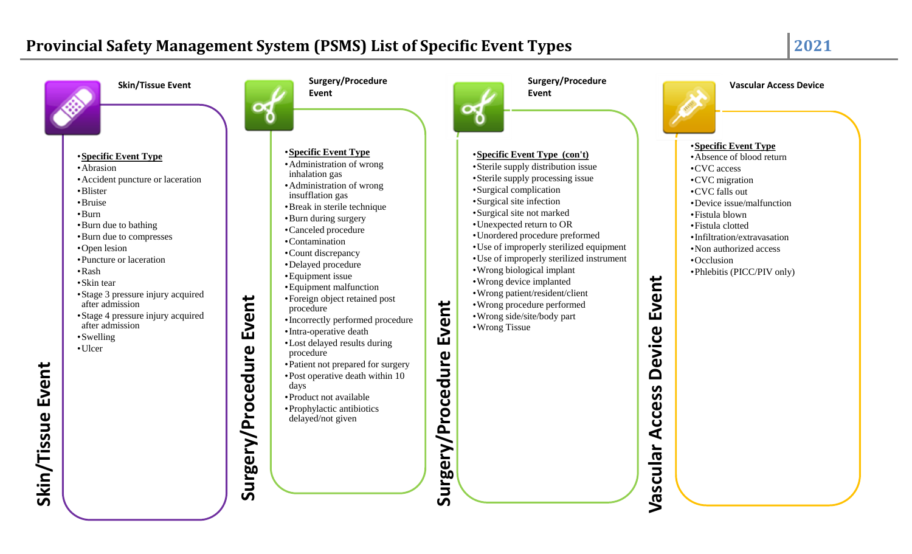# Provincial Safety Management System (PSMS) List of Specific Event Types

**2021**

## Skin/Tissue Event

- **Specific Event Type**
- Abrasion
- Accident puncture or laceration
- Blister
- Bruise
- Burn
- Burn due to bathing
- Burn due to compresses
- Open lesion
- Puncture or laceration
- Rash
- Skin tear
- Stage 3 pressure injury acquired after admission
- Stage 4 pressure injury acquired after admission
- Swelling
- Ulcer

## Surgery/Procedure Event

- **Specific Event Type**
- Administration of wrong inhalation gas
- Administration of wrong insufflation gas
- Break in sterile technique
- Burn during surgery
- Canceled procedure
- Contamination
- Count discrepancy
- Delayed procedure
- Equipment issue
- Equipment malfunction
- Foreign object retained post procedure
- Incorrectly performed procedure
- Intra-operative death
- Lost delayed results during procedure
- Patient not prepared for surgery
- Post operative death within 10 days
- Product not available
- Prophylactic antibiotics delayed/not given

## Surgery/Procedure Event

- **Specific Event Type (con't)**
- Sterile supply distribution issue
- Sterile supply processing issue
- Surgical complication
- Surgical site infection
- Surgical site not marked
- Unexpected return to OR
- Unordered procedure preformed
- Use of improperly sterilized equipment
- Use of improperly sterilized instrument
- Wrong biological implant
- Wrong device implanted
- Wrong patient/resident/client
- Wrong procedure performed
- Wrong side/site/body part
- Wrong Tissue

## Vascular Access Device Event

- **Specific Event Type**
- Absence of blood return
- CVC access
- CVC migration
- CVC falls out
- Device issue/malfunction
- Fistula blown
- Fistula clotted
- Infiltration/extravasation
- Non authorized access
- Occlusion
- Phlebitis (PICC/PIV only)